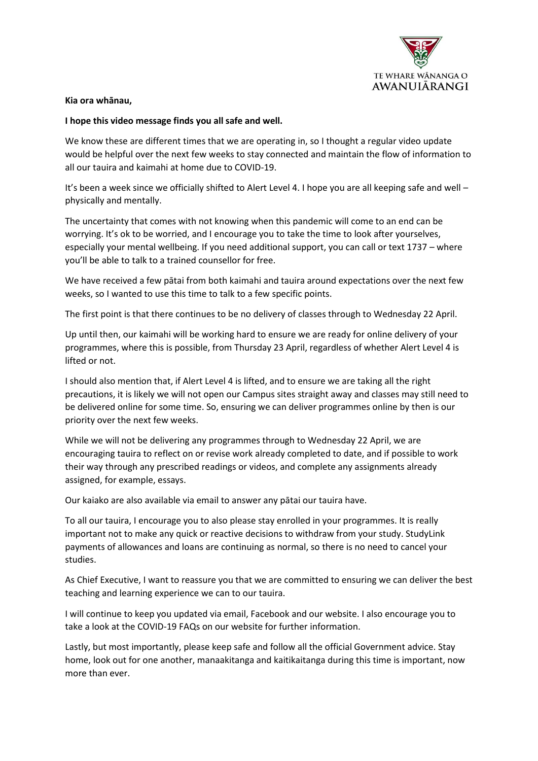TE WHARE WĀNANGA O AWANUIĀRANGI

**Kia ora whānau,**

**I hope this video message finds you all safe and well.**

We know these are different times that we are operating in, so I thought a regular video update would be helpful over the next few weeks to stay connected and maintain the flow of information to all our tauira and kaimahi at home due to COVID-19.

It's been a week since we officially shifted to Alert Level 4. I hope you are all keeping safe and well – physically and mentally.

The uncertainty that comes with not knowing when this pandemic will come to an end can be worrying. It's ok to be worried, and I encourage you to take the time to look after yourselves, especially your mental wellbeing. If you need additional support, you can call or text 1737 – where you'll be able to talk to a trained counsellor for free.

We have received a few pātai from both kaimahi and tauira around expectations over the next few weeks, so I wanted to use this time to talk to a few specific points.

The first point is that there continues to be no delivery of classes through to Wednesday 22 April.

Up until then, our kaimahi will be working hard to ensure we are ready for online delivery of your programmes, where this is possible, from Thursday 23 April, regardless of whether Alert Level 4 is lifted or not.

I should also mention that, if Alert Level 4 is lifted, and to ensure we are taking all the right precautions, it is likely we will not open our Campus sites straight away and classes may still need to be delivered online for some time. So, ensuring we can deliver programmes online by then is our priority over the next few weeks.

While we will not be delivering any programmes through to Wednesday 22 April, we are encouraging tauira to reflect on or revise work already completed to date, and if possible to work their way through any prescribed readings or videos, and complete any assignments already assigned, for example, essays.

Our kaiako are also available via email to answer any pātai our tauira have.

To all our tauira, I encourage you to also please stay enrolled in your programmes. It is really important not to make any quick or reactive decisions to withdraw from your study. StudyLink payments of allowances and loans are continuing as normal, so there is no need to cancel your studies.

As Chief Executive, I want to reassure you that we are committed to ensuring we can deliver the best teaching and learning experience we can to our tauira.

I will continue to keep you updated via email, Facebook and our website. I also encourage you to take a look at the COVID-19 FAQs on our website for further information.

Lastly, but most importantly, please keep safe and follow all the official Government advice. Stay home, look out for one another, manaakitanga and kaitikaitanga during this time is important, now more than ever.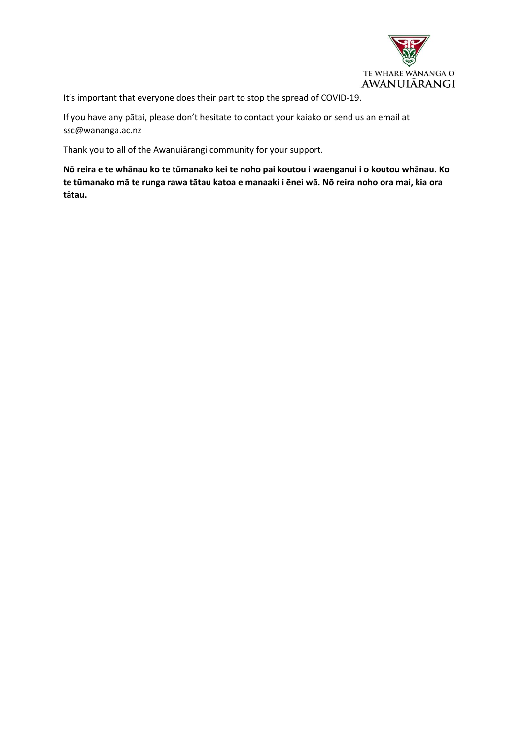It's important that everyone does their part to stop the spread of COVID-19.

If you have any pātai, please don't hesitate to contact your kaiako or send us an email at ssc@wananga.ac.nz

Thank you to all of the Awanuiārangi community for your support.

**Nō reira e te whānau ko te tūmanako kei te noho pai koutou i waenganui i o koutou whānau. Ko te tūmanako mā te runga rawa tātau katoa e manaaki i ēnei wā. Nō reira noho ora mai, kia ora tātau.**